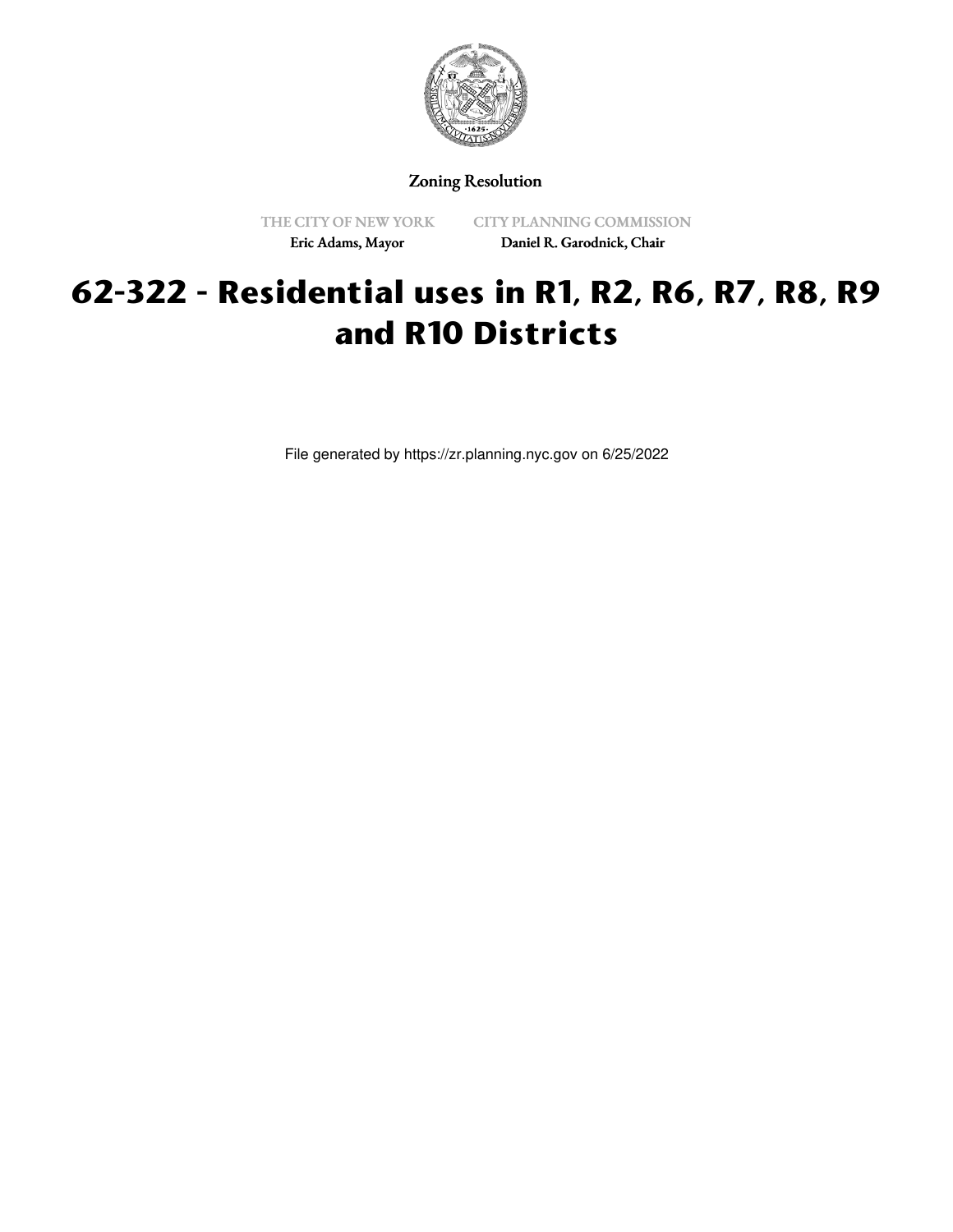Zoning Resolution

THE CITY OF NEW YORK
Eric Adams, Mayor

CITY PLANNING COMMISSION
Daniel R. Garodnick, Chair

# 62-322 - Residential uses in R1, R2, R6, R7, R8, R9 and R10 Districts

File generated by https://zr.planning.nyc.gov on 6/25/2022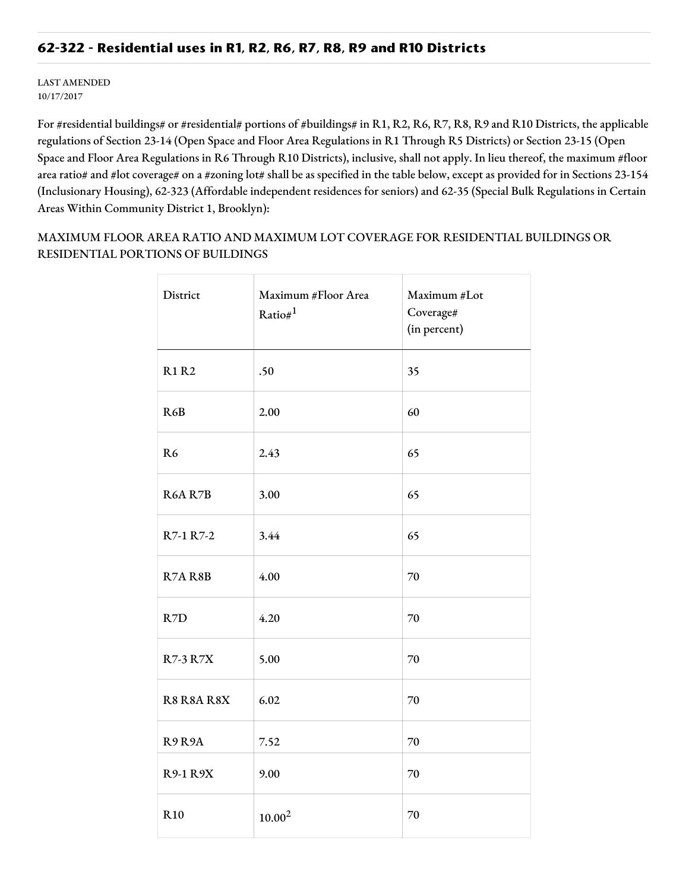## 62-322 - Residential uses in R1, R2, R6, R7, R8, R9 and R10 Districts

LAST AMENDED
10/17/2017

For #residential buildings# or #residential# portions of #buildings# in R1, R2, R6, R7, R8, R9 and R10 Districts, the applicable regulations of Section 23-14 (Open Space and Floor Area Regulations in R1 Through R5 Districts) or Section 23-15 (Open Space and Floor Area Regulations in R6 Through R10 Districts), inclusive, shall not apply. In lieu thereof, the maximum #floor area ratio# and #lot coverage# on a #zoning lot# shall be as specified in the table below, except as provided for in Sections 23-154 (Inclusionary Housing), 62-323 (Affordable independent residences for seniors) and 62-35 (Special Bulk Regulations in Certain Areas Within Community District 1, Brooklyn):

MAXIMUM FLOOR AREA RATIO AND MAXIMUM LOT COVERAGE FOR RESIDENTIAL BUILDINGS OR RESIDENTIAL PORTIONS OF BUILDINGS

| District | Maximum #Floor Area Ratio#[1] | Maximum #Lot Coverage# (in percent) |
|---|---|---|
| R1 R2 | .50 | 35 |
| R6B | 2.00 | 60 |
| R6 | 2.43 | 65 |
| R6A R7B | 3.00 | 65 |
| R7-1 R7-2 | 3.44 | 65 |
| R7A R8B | 4.00 | 70 |
| R7D | 4.20 | 70 |
| R7-3 R7X | 5.00 | 70 |
| R8 R8A R8X | 6.02 | 70 |
| R9 R9A | 7.52 | 70 |
| R9-1 R9X | 9.00 | 70 |
| R10 | 10.00[2] | 70 |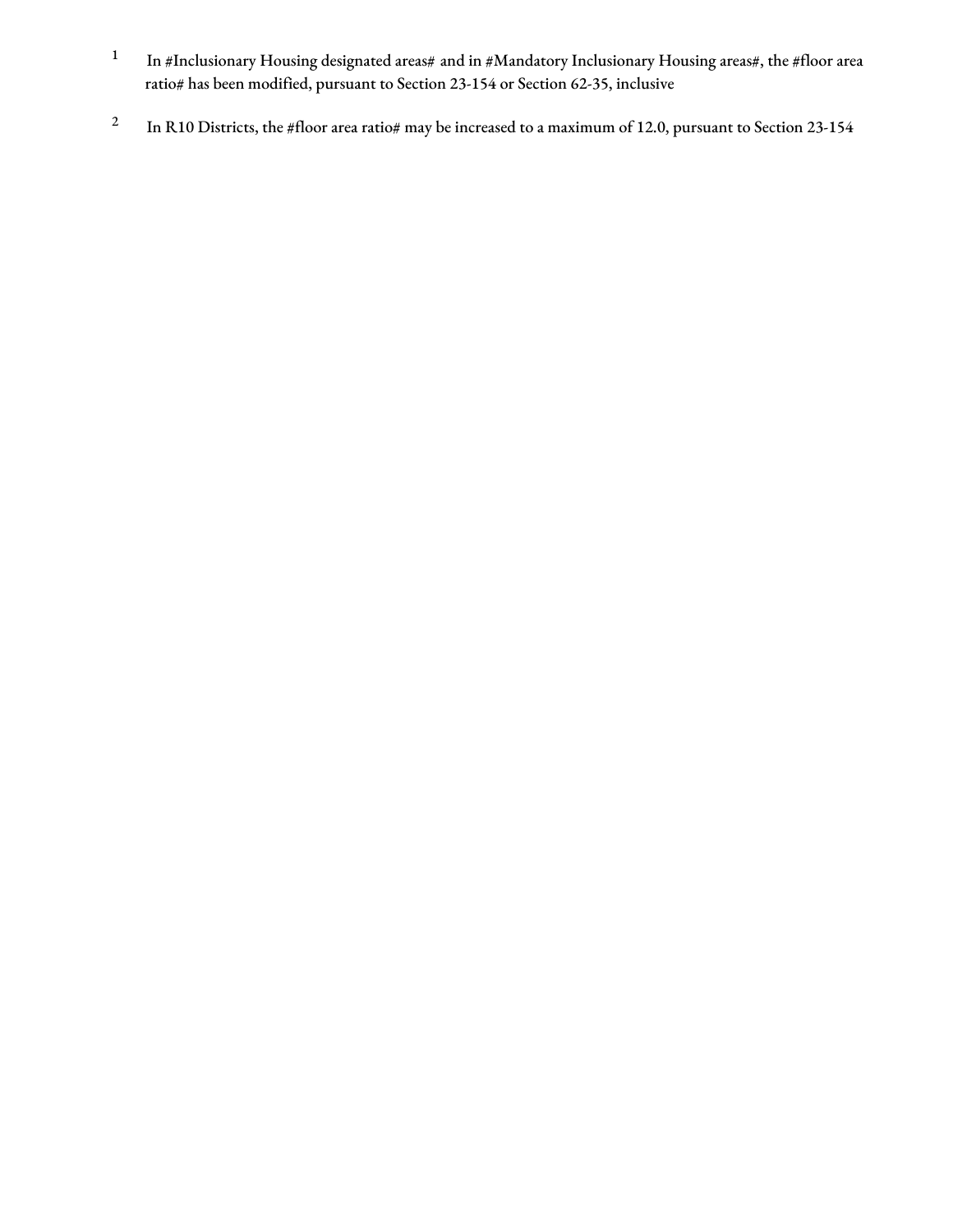[1] In #Inclusionary Housing designated areas# and in #Mandatory Inclusionary Housing areas#, the #floor area ratio# has been modified, pursuant to Section 23-154 or Section 62-35, inclusive

[2] In R10 Districts, the #floor area ratio# may be increased to a maximum of 12.0, pursuant to Section 23-154